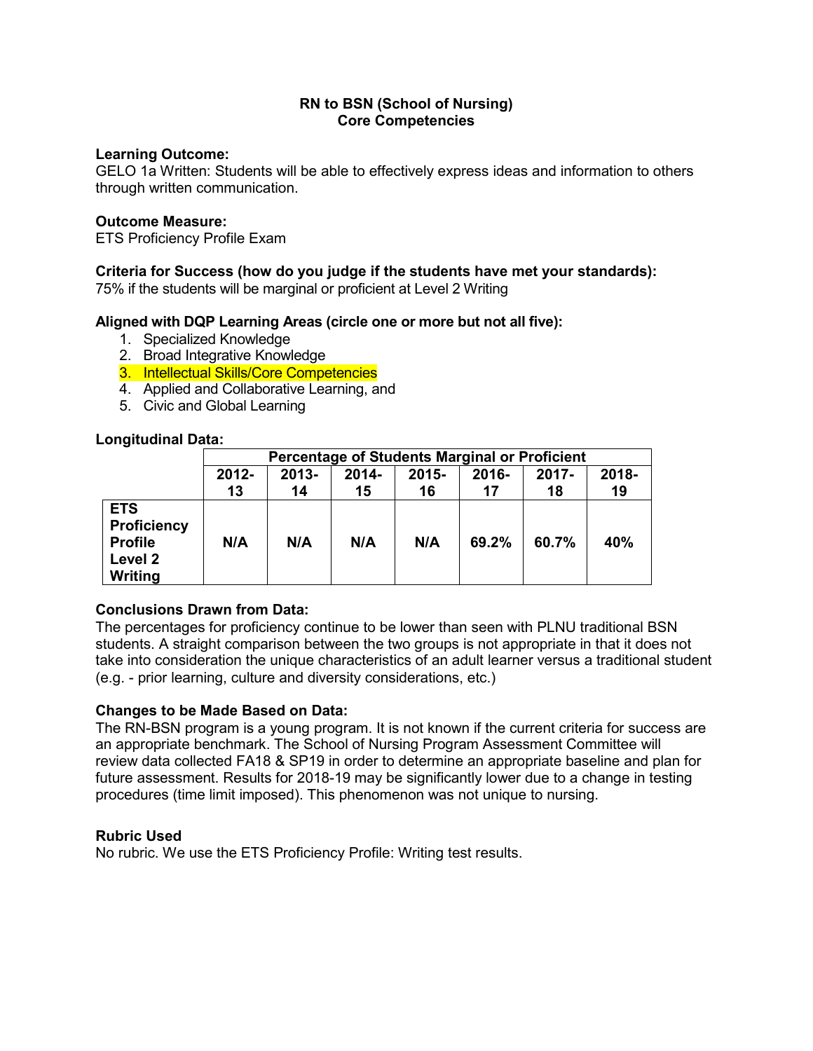# RN to BSN (School of Nursing)
## Core Competencies

**Learning Outcome:**
GELO 1a Written: Students will be able to effectively express ideas and information to others through written communication.

**Outcome Measure:**
ETS Proficiency Profile Exam

**Criteria for Success (how do you judge if the students have met your standards):**
75% if the students will be marginal or proficient at Level 2 Writing

**Aligned with DQP Learning Areas (circle one or more but not all five):**

1. Specialized Knowledge
2. Broad Integrative Knowledge
3. Intellectual Skills/Core Competencies
4. Applied and Collaborative Learning, and
5. Civic and Global Learning

**Longitudinal Data:**

| | Percentage of Students Marginal or Proficient | | | | | | |
|---|---|---|---|---|---|---|---|
| | 2012-13 | 2013-14 | 2014-15 | 2015-16 | 2016-17 | 2017-18 | 2018-19 |
| **ETS Proficiency Profile Level 2 Writing** | **N/A** | **N/A** | **N/A** | **N/A** | **69.2%** | **60.7%** | **40%** |

**Conclusions Drawn from Data:**
The percentages for proficiency continue to be lower than seen with PLNU traditional BSN students. A straight comparison between the two groups is not appropriate in that it does not take into consideration the unique characteristics of an adult learner versus a traditional student (e.g. - prior learning, culture and diversity considerations, etc.)

**Changes to be Made Based on Data:**
The RN-BSN program is a young program. It is not known if the current criteria for success are an appropriate benchmark. The School of Nursing Program Assessment Committee will review data collected FA18 & SP19 in order to determine an appropriate baseline and plan for future assessment. Results for 2018-19 may be significantly lower due to a change in testing procedures (time limit imposed). This phenomenon was not unique to nursing.

**Rubric Used**
No rubric. We use the ETS Proficiency Profile: Writing test results.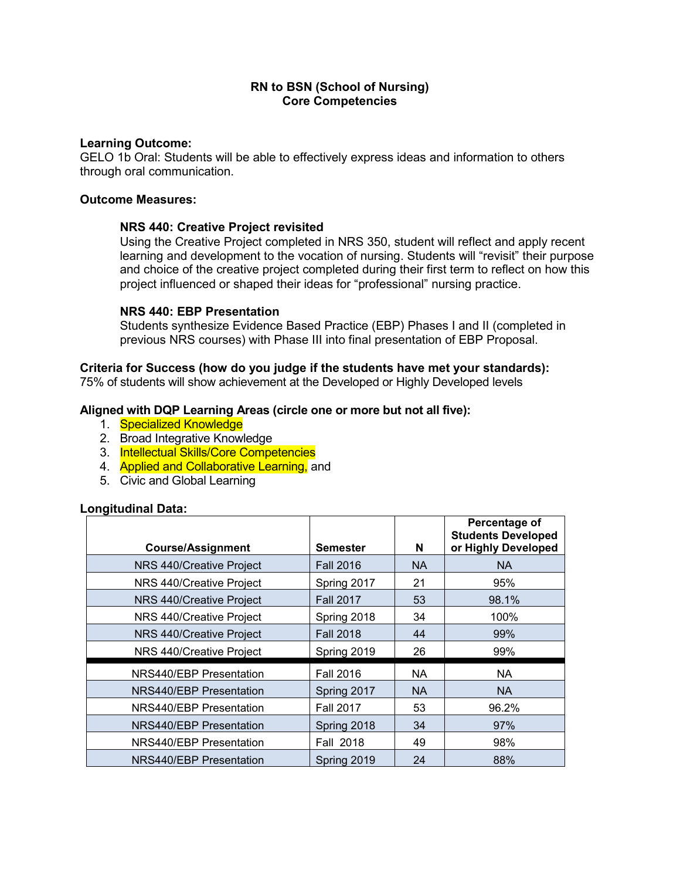**RN to BSN (School of Nursing)**
**Core Competencies**

**Learning Outcome:**
GELO 1b Oral: Students will be able to effectively express ideas and information to others through oral communication.

**Outcome Measures:**

**NRS 440: Creative Project revisited**
Using the Creative Project completed in NRS 350, student will reflect and apply recent learning and development to the vocation of nursing. Students will "revisit" their purpose and choice of the creative project completed during their first term to reflect on how this project influenced or shaped their ideas for "professional" nursing practice.

**NRS 440: EBP Presentation**
Students synthesize Evidence Based Practice (EBP) Phases I and II (completed in previous NRS courses) with Phase III into final presentation of EBP Proposal.

**Criteria for Success (how do you judge if the students have met your standards):**
75% of students will show achievement at the Developed or Highly Developed levels

**Aligned with DQP Learning Areas (circle one or more but not all five):**
1. Specialized Knowledge
2. Broad Integrative Knowledge
3. Intellectual Skills/Core Competencies
4. Applied and Collaborative Learning, and
5. Civic and Global Learning

**Longitudinal Data:**

| Course/Assignment | Semester | N | Percentage of Students Developed or Highly Developed |
|---|---|---|---|
| NRS 440/Creative Project | Fall 2016 | NA | NA |
| NRS 440/Creative Project | Spring 2017 | 21 | 95% |
| NRS 440/Creative Project | Fall 2017 | 53 | 98.1% |
| NRS 440/Creative Project | Spring 2018 | 34 | 100% |
| NRS 440/Creative Project | Fall 2018 | 44 | 99% |
| NRS 440/Creative Project | Spring 2019 | 26 | 99% |
| NRS440/EBP Presentation | Fall 2016 | NA | NA |
| NRS440/EBP Presentation | Spring 2017 | NA | NA |
| NRS440/EBP Presentation | Fall 2017 | 53 | 96.2% |
| NRS440/EBP Presentation | Spring 2018 | 34 | 97% |
| NRS440/EBP Presentation | Fall 2018 | 49 | 98% |
| NRS440/EBP Presentation | Spring 2019 | 24 | 88% |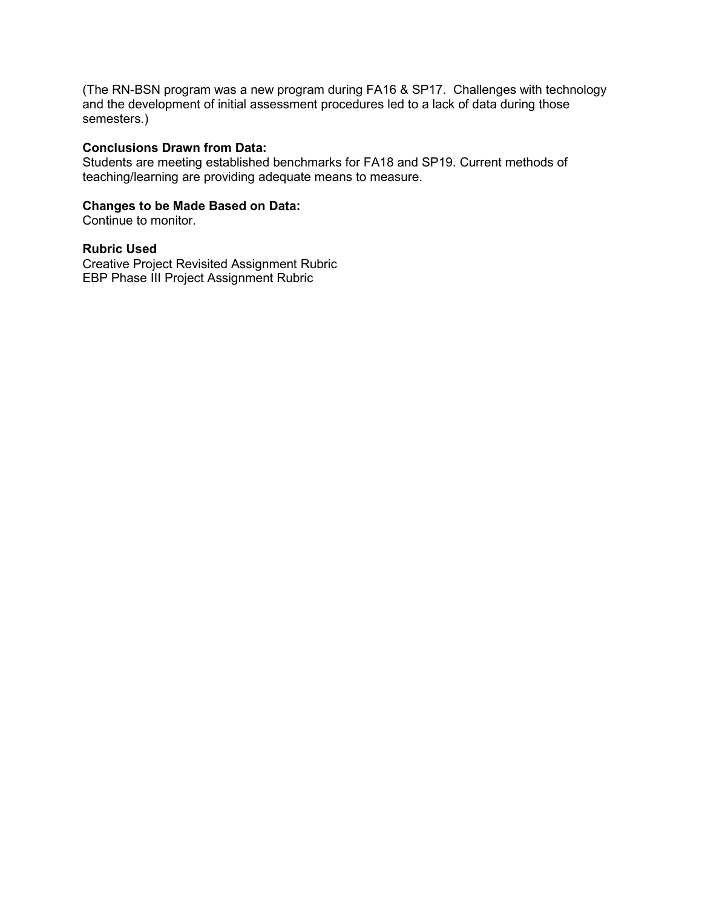(The RN-BSN program was a new program during FA16 & SP17. Challenges with technology and the development of initial assessment procedures led to a lack of data during those semesters.)

**Conclusions Drawn from Data:**
Students are meeting established benchmarks for FA18 and SP19. Current methods of teaching/learning are providing adequate means to measure.

**Changes to be Made Based on Data:**
Continue to monitor.

**Rubric Used**
Creative Project Revisited Assignment Rubric
EBP Phase III Project Assignment Rubric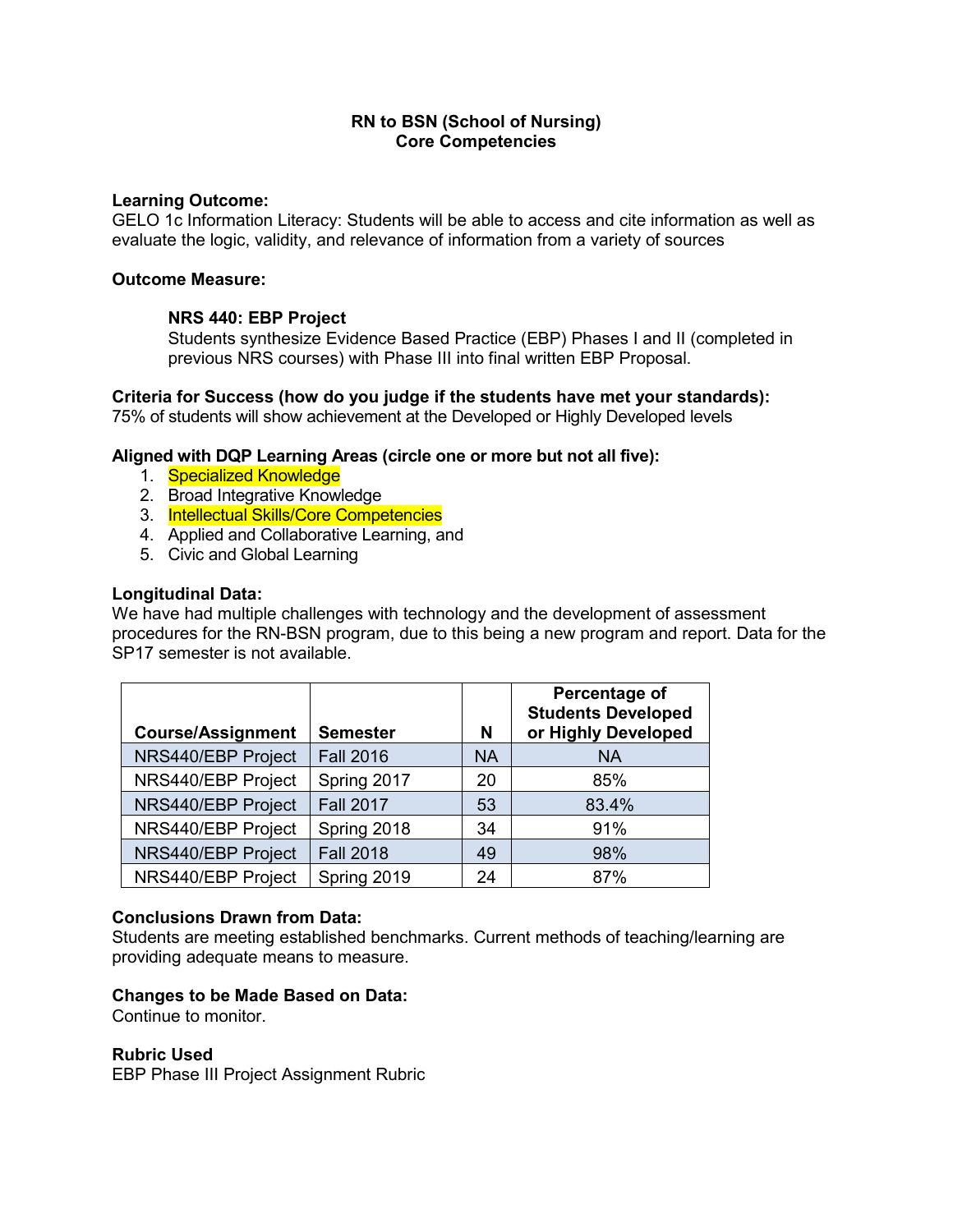**RN to BSN (School of Nursing)**
**Core Competencies**

**Learning Outcome:**
GELO 1c Information Literacy: Students will be able to access and cite information as well as evaluate the logic, validity, and relevance of information from a variety of sources

**Outcome Measure:**

**NRS 440: EBP Project**
Students synthesize Evidence Based Practice (EBP) Phases I and II (completed in previous NRS courses) with Phase III into final written EBP Proposal.

**Criteria for Success (how do you judge if the students have met your standards):**
75% of students will show achievement at the Developed or Highly Developed levels

**Aligned with DQP Learning Areas (circle one or more but not all five):**

1. Specialized Knowledge
2. Broad Integrative Knowledge
3. Intellectual Skills/Core Competencies
4. Applied and Collaborative Learning, and
5. Civic and Global Learning

**Longitudinal Data:**
We have had multiple challenges with technology and the development of assessment procedures for the RN-BSN program, due to this being a new program and report. Data for the SP17 semester is not available.

| Course/Assignment | Semester | N | Percentage of Students Developed or Highly Developed |
|---|---|---|---|
| NRS440/EBP Project | Fall 2016 | NA | NA |
| NRS440/EBP Project | Spring 2017 | 20 | 85% |
| NRS440/EBP Project | Fall 2017 | 53 | 83.4% |
| NRS440/EBP Project | Spring 2018 | 34 | 91% |
| NRS440/EBP Project | Fall 2018 | 49 | 98% |
| NRS440/EBP Project | Spring 2019 | 24 | 87% |

**Conclusions Drawn from Data:**
Students are meeting established benchmarks. Current methods of teaching/learning are providing adequate means to measure.

**Changes to be Made Based on Data:**
Continue to monitor.

**Rubric Used**
EBP Phase III Project Assignment Rubric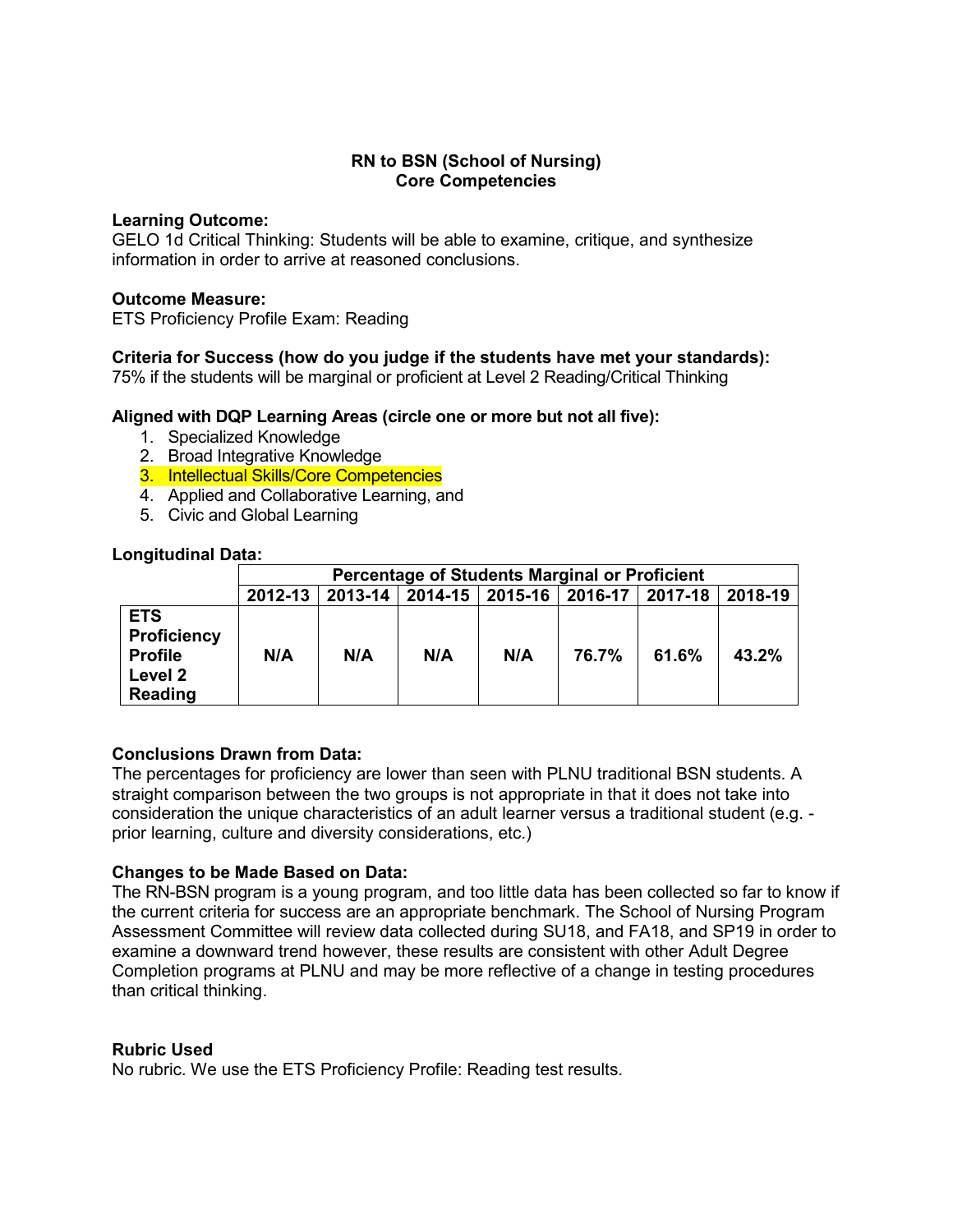**RN to BSN (School of Nursing)**
**Core Competencies**

**Learning Outcome:**
GELO 1d Critical Thinking: Students will be able to examine, critique, and synthesize information in order to arrive at reasoned conclusions.

**Outcome Measure:**
ETS Proficiency Profile Exam: Reading

**Criteria for Success (how do you judge if the students have met your standards):**
75% if the students will be marginal or proficient at Level 2 Reading/Critical Thinking

**Aligned with DQP Learning Areas (circle one or more but not all five):**

1. Specialized Knowledge
2. Broad Integrative Knowledge
3. Intellectual Skills/Core Competencies
4. Applied and Collaborative Learning, and
5. Civic and Global Learning

**Longitudinal Data:**

| | Percentage of Students Marginal or Proficient | | | | | | |
|---|---|---|---|---|---|---|---|
| | **2012-13** | **2013-14** | **2014-15** | **2015-16** | **2016-17** | **2017-18** | **2018-19** |
| **ETS Proficiency Profile Level 2 Reading** | **N/A** | **N/A** | **N/A** | **N/A** | **76.7%** | **61.6%** | **43.2%** |

**Conclusions Drawn from Data:**
The percentages for proficiency are lower than seen with PLNU traditional BSN students. A straight comparison between the two groups is not appropriate in that it does not take into consideration the unique characteristics of an adult learner versus a traditional student (e.g. - prior learning, culture and diversity considerations, etc.)

**Changes to be Made Based on Data:**
The RN-BSN program is a young program, and too little data has been collected so far to know if the current criteria for success are an appropriate benchmark. The School of Nursing Program Assessment Committee will review data collected during SU18, and FA18, and SP19 in order to examine a downward trend however, these results are consistent with other Adult Degree Completion programs at PLNU and may be more reflective of a change in testing procedures than critical thinking.

**Rubric Used**
No rubric. We use the ETS Proficiency Profile: Reading test results.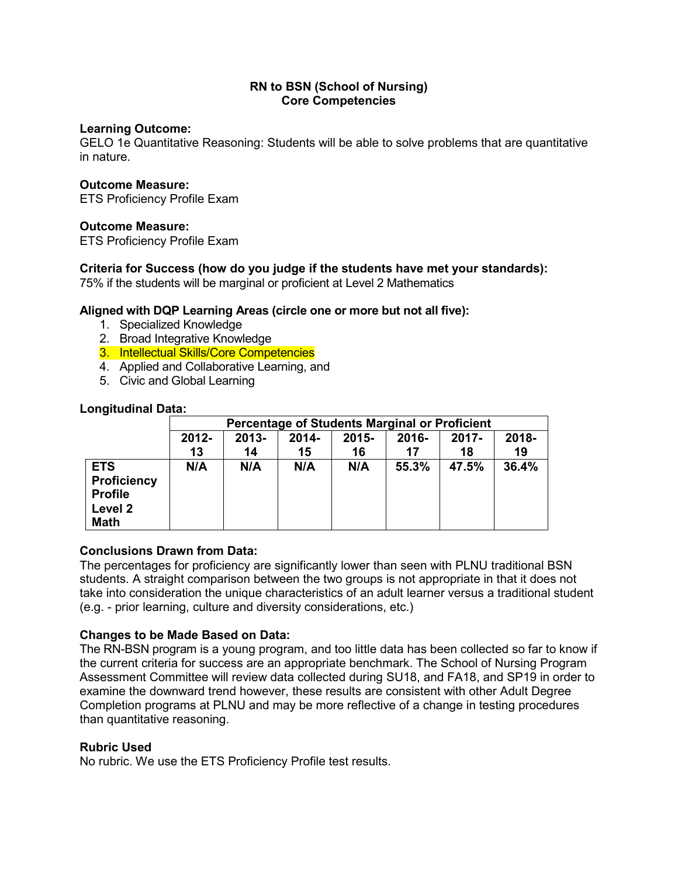**RN to BSN (School of Nursing)**
**Core Competencies**

**Learning Outcome:**
GELO 1e Quantitative Reasoning: Students will be able to solve problems that are quantitative in nature.

**Outcome Measure:**
ETS Proficiency Profile Exam

**Outcome Measure:**
ETS Proficiency Profile Exam

**Criteria for Success (how do you judge if the students have met your standards):**
75% if the students will be marginal or proficient at Level 2 Mathematics

**Aligned with DQP Learning Areas (circle one or more but not all five):**

1. Specialized Knowledge
2. Broad Integrative Knowledge
3. Intellectual Skills/Core Competencies
4. Applied and Collaborative Learning, and
5. Civic and Global Learning

**Longitudinal Data:**

| | Percentage of Students Marginal or Proficient | | | | | | |
|---|---|---|---|---|---|---|---|
| | **2012-13** | **2013-14** | **2014-15** | **2015-16** | **2016-17** | **2017-18** | **2018-19** |
| **ETS Proficiency Profile Level 2 Math** | **N/A** | **N/A** | **N/A** | **N/A** | **55.3%** | **47.5%** | **36.4%** |

**Conclusions Drawn from Data:**
The percentages for proficiency are significantly lower than seen with PLNU traditional BSN students. A straight comparison between the two groups is not appropriate in that it does not take into consideration the unique characteristics of an adult learner versus a traditional student (e.g. - prior learning, culture and diversity considerations, etc.)

**Changes to be Made Based on Data:**
The RN-BSN program is a young program, and too little data has been collected so far to know if the current criteria for success are an appropriate benchmark. The School of Nursing Program Assessment Committee will review data collected during SU18, and FA18, and SP19 in order to examine the downward trend however, these results are consistent with other Adult Degree Completion programs at PLNU and may be more reflective of a change in testing procedures than quantitative reasoning.

**Rubric Used**
No rubric. We use the ETS Proficiency Profile test results.